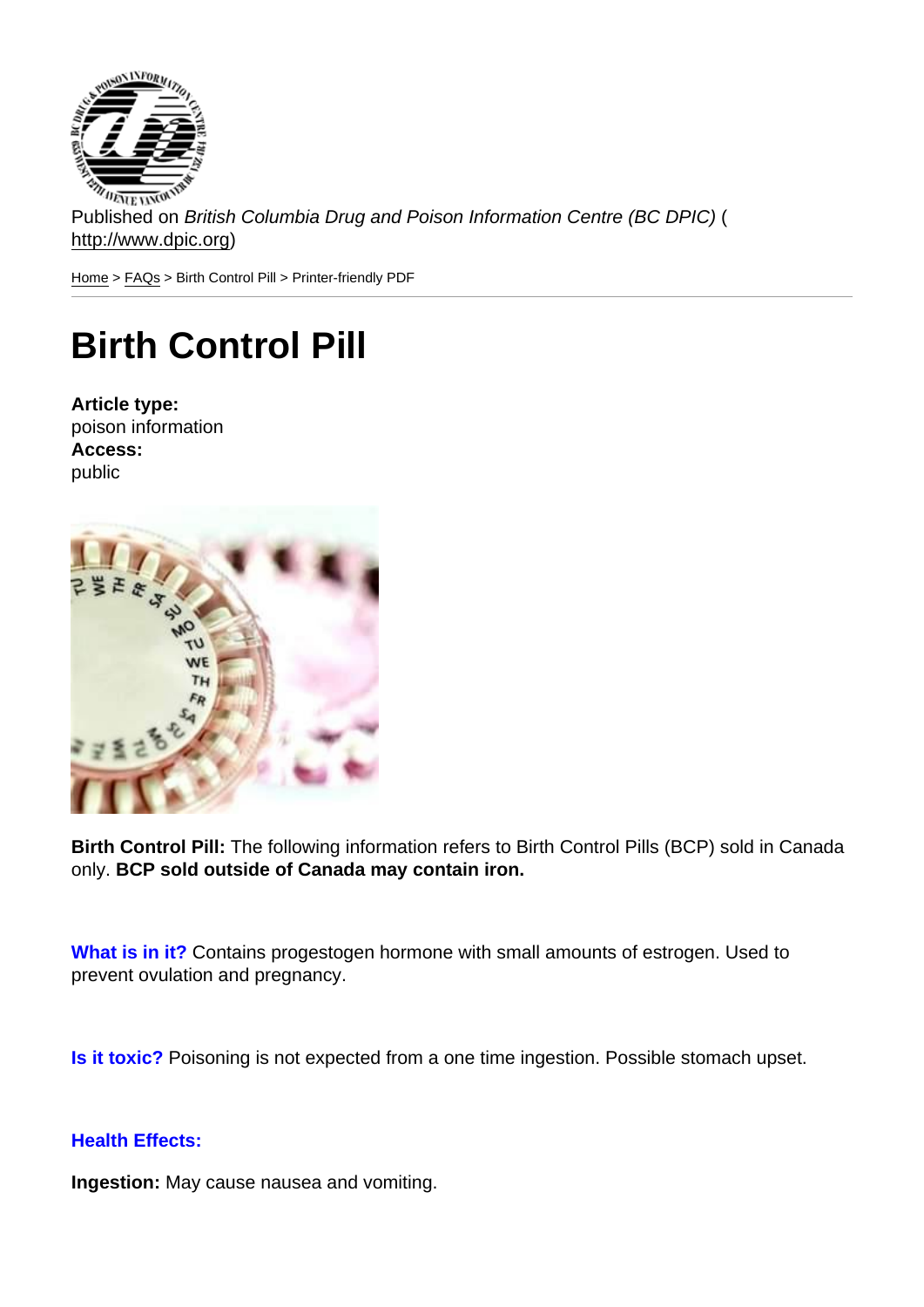Published on *British Columbia Drug and Poison Information Centre (BC DPIC)* (http://www.dpic.org)

Home > FAQs > Birth Control Pill > Printer-friendly PDF

# Birth Control Pill

**Article type:**
poison information
**Access:**
public

**Birth Control Pill:** The following information refers to Birth Control Pills (BCP) sold in Canada only. **BCP sold outside of Canada may contain iron.**

**What is in it?** Contains progestogen hormone with small amounts of estrogen. Used to prevent ovulation and pregnancy.

**Is it toxic?** Poisoning is not expected from a one time ingestion. Possible stomach upset.

**Health Effects:**

**Ingestion:** May cause nausea and vomiting.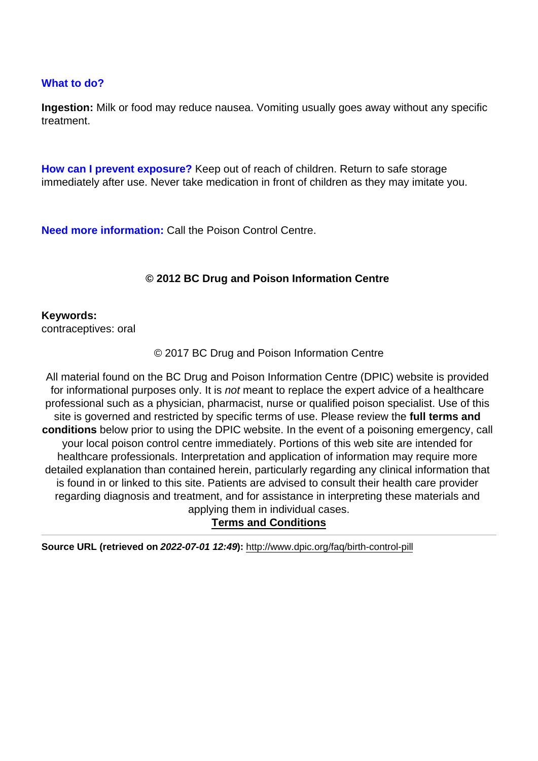### What to do?

**Ingestion:** Milk or food may reduce nausea. Vomiting usually goes away without any specific treatment.

**How can I prevent exposure?** Keep out of reach of children. Return to safe storage immediately after use. Never take medication in front of children as they may imitate you.

**Need more information:** Call the Poison Control Centre.

**© 2012 BC Drug and Poison Information Centre**

**Keywords:**
contraceptives: oral

© 2017 BC Drug and Poison Information Centre

All material found on the BC Drug and Poison Information Centre (DPIC) website is provided for informational purposes only. It is *not* meant to replace the expert advice of a healthcare professional such as a physician, pharmacist, nurse or qualified poison specialist. Use of this site is governed and restricted by specific terms of use. Please review the **full terms and conditions** below prior to using the DPIC website. In the event of a poisoning emergency, call your local poison control centre immediately. Portions of this web site are intended for healthcare professionals. Interpretation and application of information may require more detailed explanation than contained herein, particularly regarding any clinical information that is found in or linked to this site. Patients are advised to consult their health care provider regarding diagnosis and treatment, and for assistance in interpreting these materials and applying them in individual cases.

**Terms and Conditions**

---

**Source URL (retrieved on *2022-07-01 12:49*):** http://www.dpic.org/faq/birth-control-pill